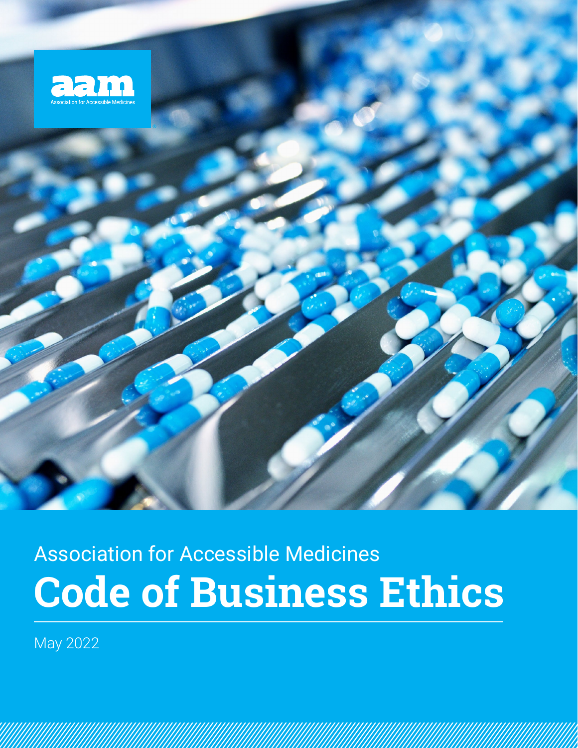aam

Association for Accessible Medicines

Association for Accessible Medicines

# Code of Business Ethics

May 2022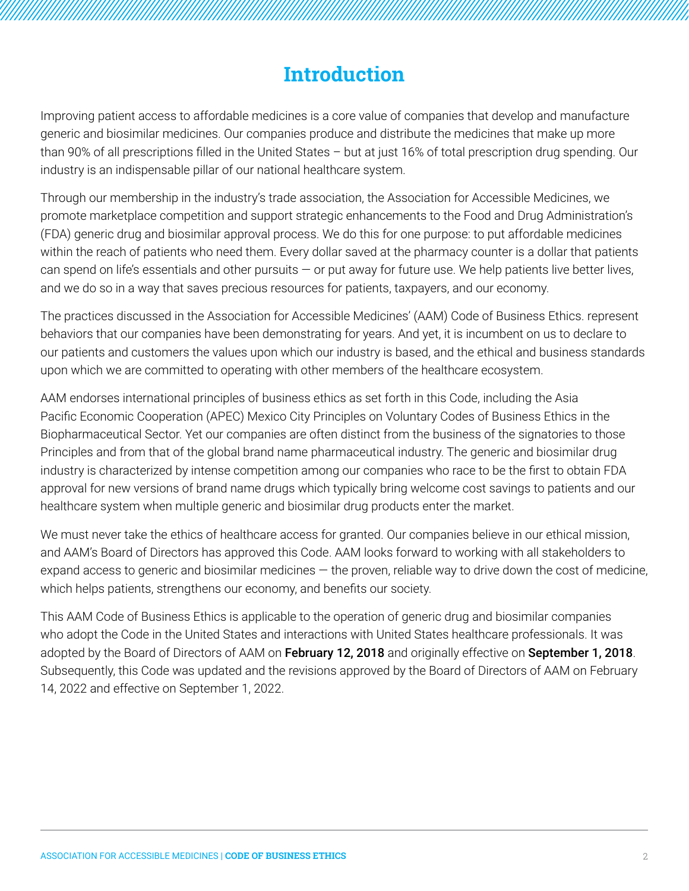# Introduction

Improving patient access to affordable medicines is a core value of companies that develop and manufacture generic and biosimilar medicines. Our companies produce and distribute the medicines that make up more than 90% of all prescriptions filled in the United States – but at just 16% of total prescription drug spending. Our industry is an indispensable pillar of our national healthcare system.

Through our membership in the industry's trade association, the Association for Accessible Medicines, we promote marketplace competition and support strategic enhancements to the Food and Drug Administration's (FDA) generic drug and biosimilar approval process. We do this for one purpose: to put affordable medicines within the reach of patients who need them. Every dollar saved at the pharmacy counter is a dollar that patients can spend on life's essentials and other pursuits — or put away for future use. We help patients live better lives, and we do so in a way that saves precious resources for patients, taxpayers, and our economy.

The practices discussed in the Association for Accessible Medicines' (AAM) Code of Business Ethics. represent behaviors that our companies have been demonstrating for years. And yet, it is incumbent on us to declare to our patients and customers the values upon which our industry is based, and the ethical and business standards upon which we are committed to operating with other members of the healthcare ecosystem.

AAM endorses international principles of business ethics as set forth in this Code, including the Asia Pacific Economic Cooperation (APEC) Mexico City Principles on Voluntary Codes of Business Ethics in the Biopharmaceutical Sector. Yet our companies are often distinct from the business of the signatories to those Principles and from that of the global brand name pharmaceutical industry. The generic and biosimilar drug industry is characterized by intense competition among our companies who race to be the first to obtain FDA approval for new versions of brand name drugs which typically bring welcome cost savings to patients and our healthcare system when multiple generic and biosimilar drug products enter the market.

We must never take the ethics of healthcare access for granted. Our companies believe in our ethical mission, and AAM's Board of Directors has approved this Code. AAM looks forward to working with all stakeholders to expand access to generic and biosimilar medicines — the proven, reliable way to drive down the cost of medicine, which helps patients, strengthens our economy, and benefits our society.

This AAM Code of Business Ethics is applicable to the operation of generic drug and biosimilar companies who adopt the Code in the United States and interactions with United States healthcare professionals. It was adopted by the Board of Directors of AAM on **February 12, 2018** and originally effective on **September 1, 2018**. Subsequently, this Code was updated and the revisions approved by the Board of Directors of AAM on February 14, 2022 and effective on September 1, 2022.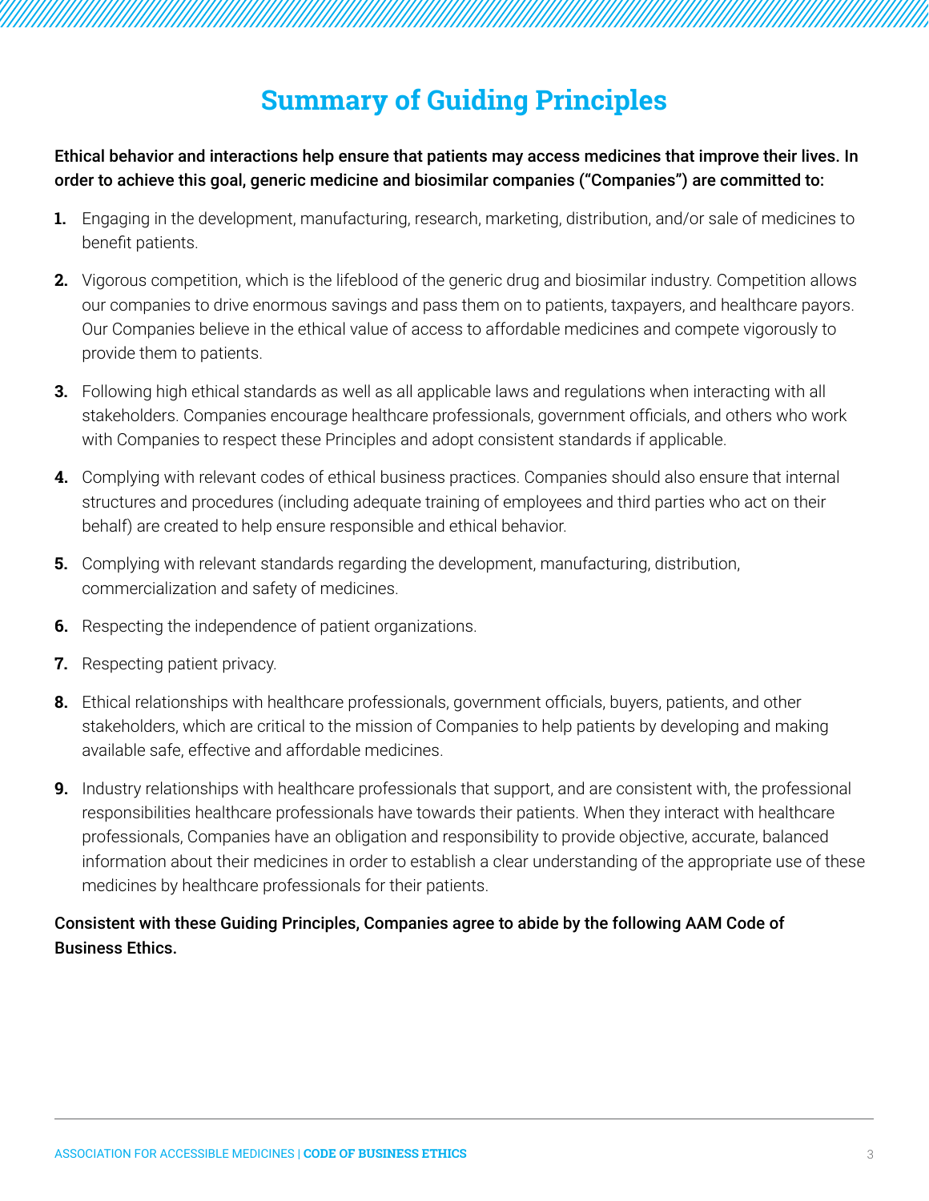# Summary of Guiding Principles

**Ethical behavior and interactions help ensure that patients may access medicines that improve their lives. In order to achieve this goal, generic medicine and biosimilar companies ("Companies") are committed to:**

1. Engaging in the development, manufacturing, research, marketing, distribution, and/or sale of medicines to benefit patients.
2. Vigorous competition, which is the lifeblood of the generic drug and biosimilar industry. Competition allows our companies to drive enormous savings and pass them on to patients, taxpayers, and healthcare payors. Our Companies believe in the ethical value of access to affordable medicines and compete vigorously to provide them to patients.
3. Following high ethical standards as well as all applicable laws and regulations when interacting with all stakeholders. Companies encourage healthcare professionals, government officials, and others who work with Companies to respect these Principles and adopt consistent standards if applicable.
4. Complying with relevant codes of ethical business practices. Companies should also ensure that internal structures and procedures (including adequate training of employees and third parties who act on their behalf) are created to help ensure responsible and ethical behavior.
5. Complying with relevant standards regarding the development, manufacturing, distribution, commercialization and safety of medicines.
6. Respecting the independence of patient organizations.
7. Respecting patient privacy.
8. Ethical relationships with healthcare professionals, government officials, buyers, patients, and other stakeholders, which are critical to the mission of Companies to help patients by developing and making available safe, effective and affordable medicines.
9. Industry relationships with healthcare professionals that support, and are consistent with, the professional responsibilities healthcare professionals have towards their patients. When they interact with healthcare professionals, Companies have an obligation and responsibility to provide objective, accurate, balanced information about their medicines in order to establish a clear understanding of the appropriate use of these medicines by healthcare professionals for their patients.

**Consistent with these Guiding Principles, Companies agree to abide by the following AAM Code of Business Ethics.**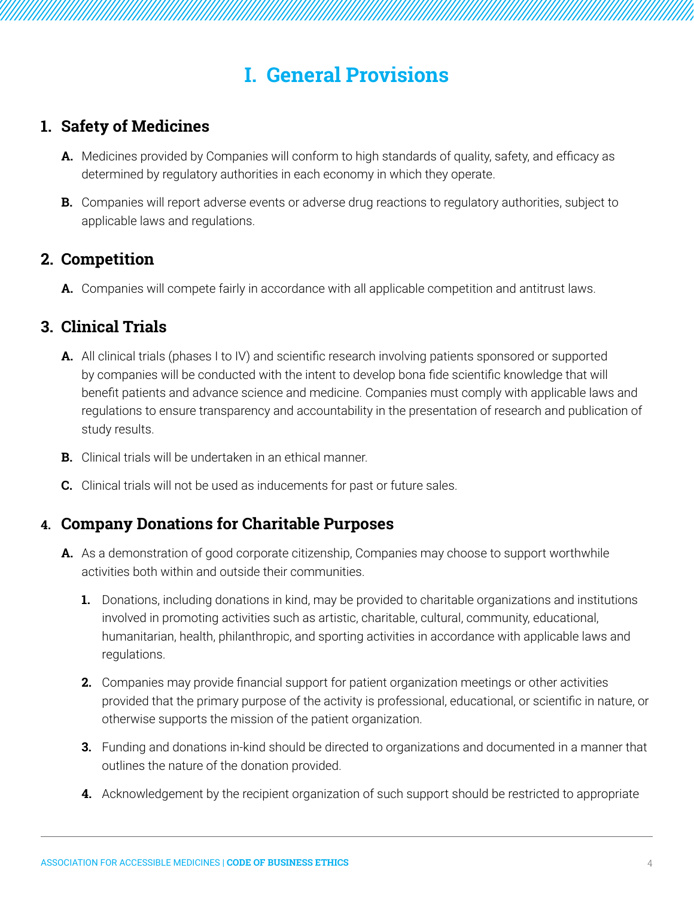# I. General Provisions

## 1. Safety of Medicines

**A.** Medicines provided by Companies will conform to high standards of quality, safety, and efficacy as determined by regulatory authorities in each economy in which they operate.

**B.** Companies will report adverse events or adverse drug reactions to regulatory authorities, subject to applicable laws and regulations.

## 2. Competition

**A.** Companies will compete fairly in accordance with all applicable competition and antitrust laws.

## 3. Clinical Trials

**A.** All clinical trials (phases I to IV) and scientific research involving patients sponsored or supported by companies will be conducted with the intent to develop bona fide scientific knowledge that will benefit patients and advance science and medicine. Companies must comply with applicable laws and regulations to ensure transparency and accountability in the presentation of research and publication of study results.

**B.** Clinical trials will be undertaken in an ethical manner.

**C.** Clinical trials will not be used as inducements for past or future sales.

## 4. Company Donations for Charitable Purposes

**A.** As a demonstration of good corporate citizenship, Companies may choose to support worthwhile activities both within and outside their communities.

1. Donations, including donations in kind, may be provided to charitable organizations and institutions involved in promoting activities such as artistic, charitable, cultural, community, educational, humanitarian, health, philanthropic, and sporting activities in accordance with applicable laws and regulations.

2. Companies may provide financial support for patient organization meetings or other activities provided that the primary purpose of the activity is professional, educational, or scientific in nature, or otherwise supports the mission of the patient organization.

3. Funding and donations in-kind should be directed to organizations and documented in a manner that outlines the nature of the donation provided.

4. Acknowledgement by the recipient organization of such support should be restricted to appropriate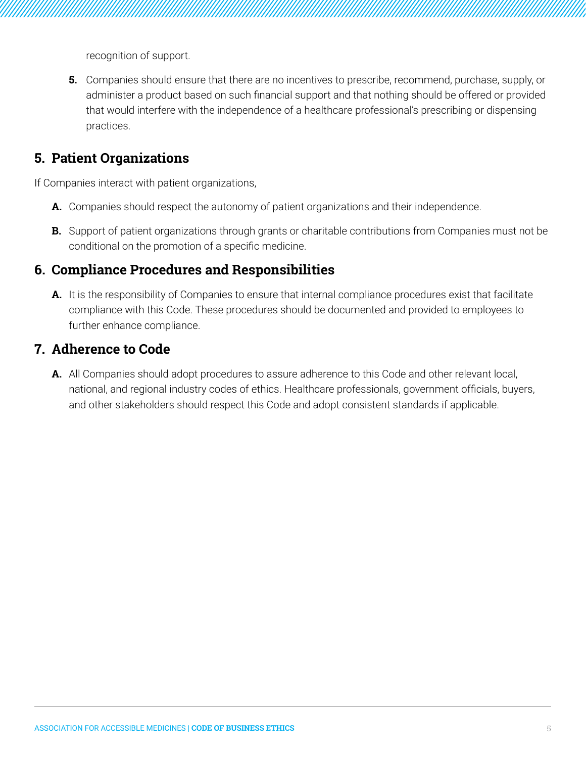recognition of support.

5. Companies should ensure that there are no incentives to prescribe, recommend, purchase, supply, or administer a product based on such financial support and that nothing should be offered or provided that would interfere with the independence of a healthcare professional's prescribing or dispensing practices.

## 5. Patient Organizations

If Companies interact with patient organizations,

**A.** Companies should respect the autonomy of patient organizations and their independence.

**B.** Support of patient organizations through grants or charitable contributions from Companies must not be conditional on the promotion of a specific medicine.

## 6. Compliance Procedures and Responsibilities

**A.** It is the responsibility of Companies to ensure that internal compliance procedures exist that facilitate compliance with this Code. These procedures should be documented and provided to employees to further enhance compliance.

## 7. Adherence to Code

**A.** All Companies should adopt procedures to assure adherence to this Code and other relevant local, national, and regional industry codes of ethics. Healthcare professionals, government officials, buyers, and other stakeholders should respect this Code and adopt consistent standards if applicable.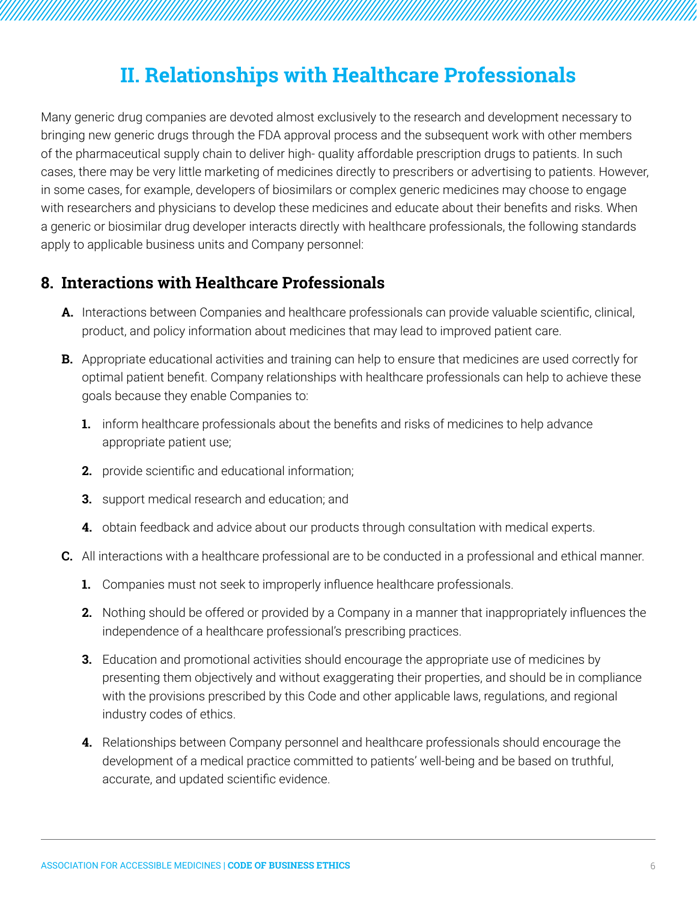# II. Relationships with Healthcare Professionals

Many generic drug companies are devoted almost exclusively to the research and development necessary to bringing new generic drugs through the FDA approval process and the subsequent work with other members of the pharmaceutical supply chain to deliver high- quality affordable prescription drugs to patients. In such cases, there may be very little marketing of medicines directly to prescribers or advertising to patients. However, in some cases, for example, developers of biosimilars or complex generic medicines may choose to engage with researchers and physicians to develop these medicines and educate about their benefits and risks. When a generic or biosimilar drug developer interacts directly with healthcare professionals, the following standards apply to applicable business units and Company personnel:

## 8. Interactions with Healthcare Professionals

**A.** Interactions between Companies and healthcare professionals can provide valuable scientific, clinical, product, and policy information about medicines that may lead to improved patient care.

**B.** Appropriate educational activities and training can help to ensure that medicines are used correctly for optimal patient benefit. Company relationships with healthcare professionals can help to achieve these goals because they enable Companies to:

1. inform healthcare professionals about the benefits and risks of medicines to help advance appropriate patient use;
2. provide scientific and educational information;
3. support medical research and education; and
4. obtain feedback and advice about our products through consultation with medical experts.

**C.** All interactions with a healthcare professional are to be conducted in a professional and ethical manner.

1. Companies must not seek to improperly influence healthcare professionals.
2. Nothing should be offered or provided by a Company in a manner that inappropriately influences the independence of a healthcare professional's prescribing practices.
3. Education and promotional activities should encourage the appropriate use of medicines by presenting them objectively and without exaggerating their properties, and should be in compliance with the provisions prescribed by this Code and other applicable laws, regulations, and regional industry codes of ethics.
4. Relationships between Company personnel and healthcare professionals should encourage the development of a medical practice committed to patients' well-being and be based on truthful, accurate, and updated scientific evidence.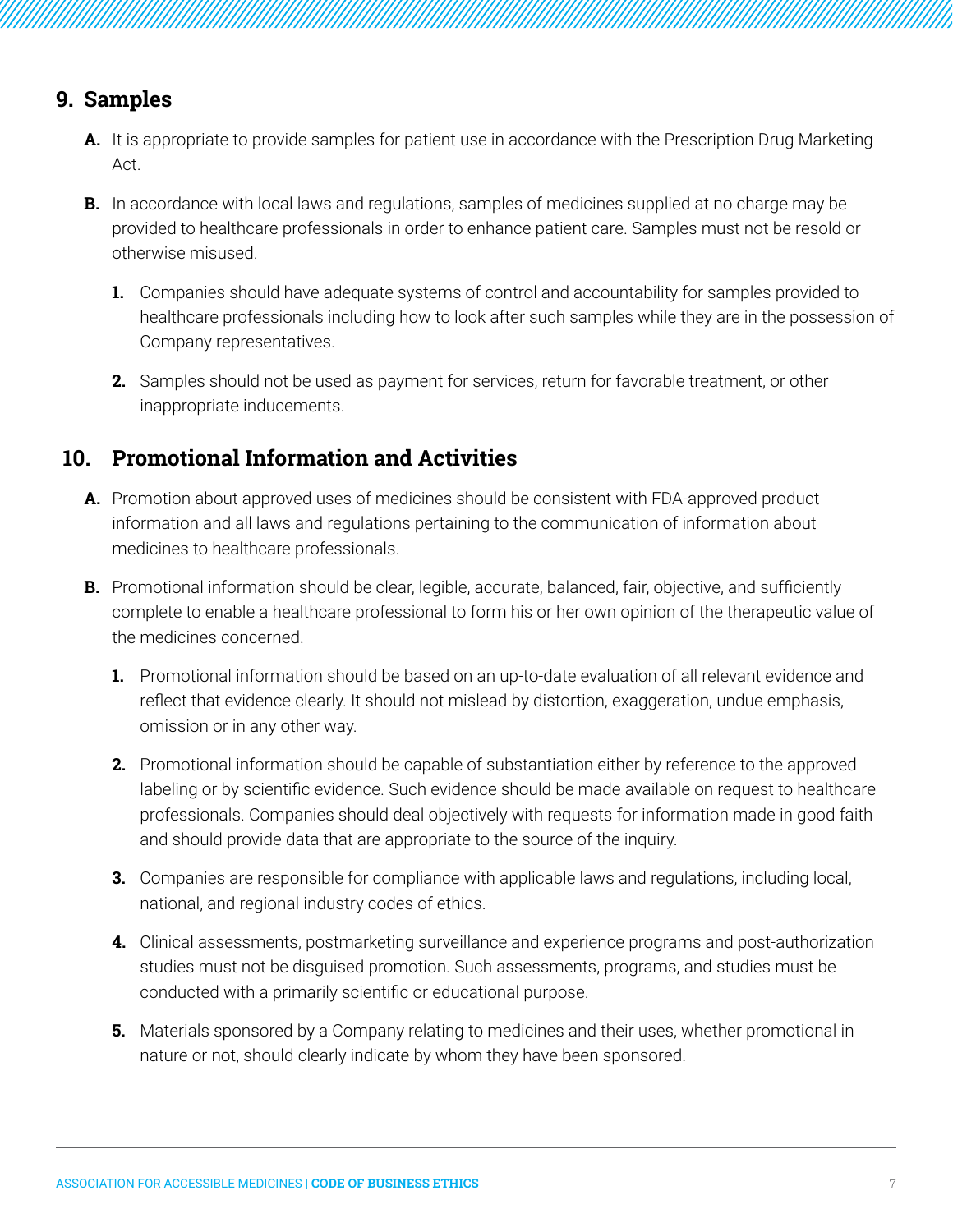## 9. Samples

**A.** It is appropriate to provide samples for patient use in accordance with the Prescription Drug Marketing Act.

**B.** In accordance with local laws and regulations, samples of medicines supplied at no charge may be provided to healthcare professionals in order to enhance patient care. Samples must not be resold or otherwise misused.

1. Companies should have adequate systems of control and accountability for samples provided to healthcare professionals including how to look after such samples while they are in the possession of Company representatives.

2. Samples should not be used as payment for services, return for favorable treatment, or other inappropriate inducements.

## 10. Promotional Information and Activities

**A.** Promotion about approved uses of medicines should be consistent with FDA-approved product information and all laws and regulations pertaining to the communication of information about medicines to healthcare professionals.

**B.** Promotional information should be clear, legible, accurate, balanced, fair, objective, and sufficiently complete to enable a healthcare professional to form his or her own opinion of the therapeutic value of the medicines concerned.

1. Promotional information should be based on an up-to-date evaluation of all relevant evidence and reflect that evidence clearly. It should not mislead by distortion, exaggeration, undue emphasis, omission or in any other way.

2. Promotional information should be capable of substantiation either by reference to the approved labeling or by scientific evidence. Such evidence should be made available on request to healthcare professionals. Companies should deal objectively with requests for information made in good faith and should provide data that are appropriate to the source of the inquiry.

3. Companies are responsible for compliance with applicable laws and regulations, including local, national, and regional industry codes of ethics.

4. Clinical assessments, postmarketing surveillance and experience programs and post-authorization studies must not be disguised promotion. Such assessments, programs, and studies must be conducted with a primarily scientific or educational purpose.

5. Materials sponsored by a Company relating to medicines and their uses, whether promotional in nature or not, should clearly indicate by whom they have been sponsored.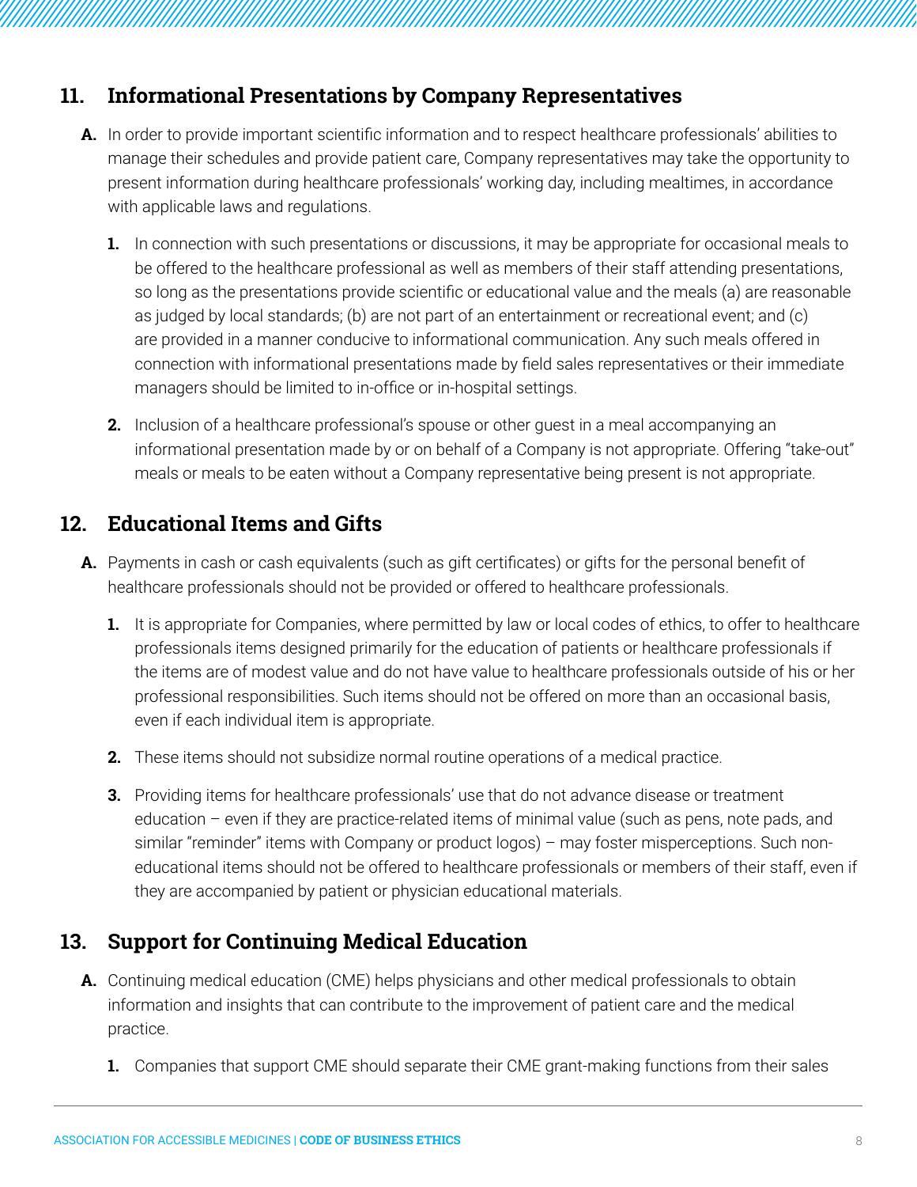## 11. Informational Presentations by Company Representatives

**A.** In order to provide important scientific information and to respect healthcare professionals' abilities to manage their schedules and provide patient care, Company representatives may take the opportunity to present information during healthcare professionals' working day, including mealtimes, in accordance with applicable laws and regulations.

**1.** In connection with such presentations or discussions, it may be appropriate for occasional meals to be offered to the healthcare professional as well as members of their staff attending presentations, so long as the presentations provide scientific or educational value and the meals (a) are reasonable as judged by local standards; (b) are not part of an entertainment or recreational event; and (c) are provided in a manner conducive to informational communication. Any such meals offered in connection with informational presentations made by field sales representatives or their immediate managers should be limited to in-office or in-hospital settings.

**2.** Inclusion of a healthcare professional's spouse or other guest in a meal accompanying an informational presentation made by or on behalf of a Company is not appropriate. Offering "take-out" meals or meals to be eaten without a Company representative being present is not appropriate.

## 12. Educational Items and Gifts

**A.** Payments in cash or cash equivalents (such as gift certificates) or gifts for the personal benefit of healthcare professionals should not be provided or offered to healthcare professionals.

**1.** It is appropriate for Companies, where permitted by law or local codes of ethics, to offer to healthcare professionals items designed primarily for the education of patients or healthcare professionals if the items are of modest value and do not have value to healthcare professionals outside of his or her professional responsibilities. Such items should not be offered on more than an occasional basis, even if each individual item is appropriate.

**2.** These items should not subsidize normal routine operations of a medical practice.

**3.** Providing items for healthcare professionals' use that do not advance disease or treatment education – even if they are practice-related items of minimal value (such as pens, note pads, and similar "reminder" items with Company or product logos) – may foster misperceptions. Such non-educational items should not be offered to healthcare professionals or members of their staff, even if they are accompanied by patient or physician educational materials.

## 13. Support for Continuing Medical Education

**A.** Continuing medical education (CME) helps physicians and other medical professionals to obtain information and insights that can contribute to the improvement of patient care and the medical practice.

**1.** Companies that support CME should separate their CME grant-making functions from their sales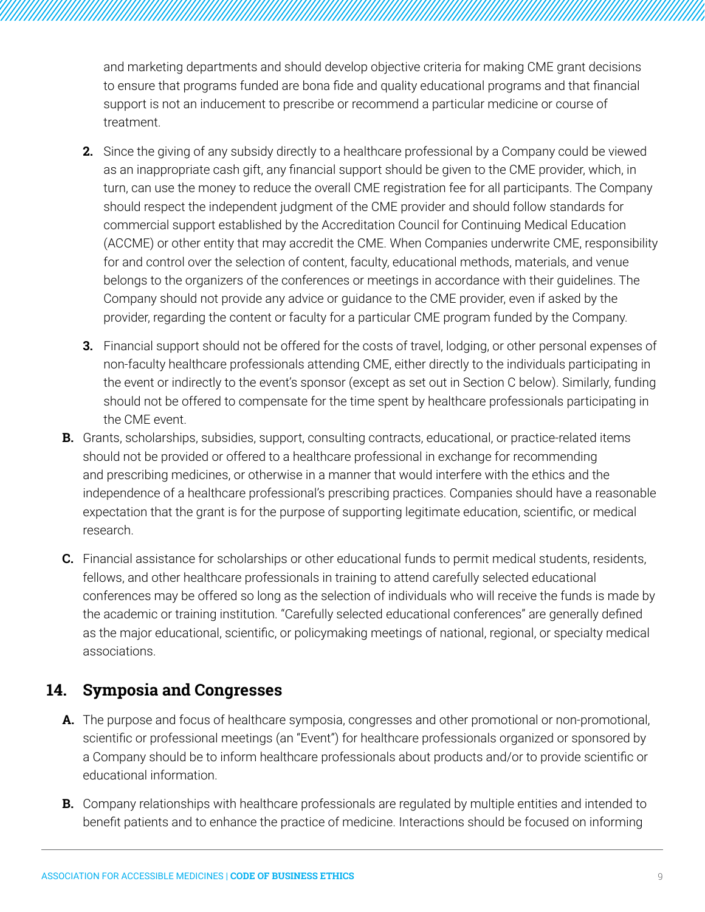and marketing departments and should develop objective criteria for making CME grant decisions to ensure that programs funded are bona fide and quality educational programs and that financial support is not an inducement to prescribe or recommend a particular medicine or course of treatment.

2. Since the giving of any subsidy directly to a healthcare professional by a Company could be viewed as an inappropriate cash gift, any financial support should be given to the CME provider, which, in turn, can use the money to reduce the overall CME registration fee for all participants. The Company should respect the independent judgment of the CME provider and should follow standards for commercial support established by the Accreditation Council for Continuing Medical Education (ACCME) or other entity that may accredit the CME. When Companies underwrite CME, responsibility for and control over the selection of content, faculty, educational methods, materials, and venue belongs to the organizers of the conferences or meetings in accordance with their guidelines. The Company should not provide any advice or guidance to the CME provider, even if asked by the provider, regarding the content or faculty for a particular CME program funded by the Company.

3. Financial support should not be offered for the costs of travel, lodging, or other personal expenses of non-faculty healthcare professionals attending CME, either directly to the individuals participating in the event or indirectly to the event's sponsor (except as set out in Section C below). Similarly, funding should not be offered to compensate for the time spent by healthcare professionals participating in the CME event.

**B.** Grants, scholarships, subsidies, support, consulting contracts, educational, or practice-related items should not be provided or offered to a healthcare professional in exchange for recommending and prescribing medicines, or otherwise in a manner that would interfere with the ethics and the independence of a healthcare professional's prescribing practices. Companies should have a reasonable expectation that the grant is for the purpose of supporting legitimate education, scientific, or medical research.

**C.** Financial assistance for scholarships or other educational funds to permit medical students, residents, fellows, and other healthcare professionals in training to attend carefully selected educational conferences may be offered so long as the selection of individuals who will receive the funds is made by the academic or training institution. "Carefully selected educational conferences" are generally defined as the major educational, scientific, or policymaking meetings of national, regional, or specialty medical associations.

## 14. Symposia and Congresses

**A.** The purpose and focus of healthcare symposia, congresses and other promotional or non-promotional, scientific or professional meetings (an "Event") for healthcare professionals organized or sponsored by a Company should be to inform healthcare professionals about products and/or to provide scientific or educational information.

**B.** Company relationships with healthcare professionals are regulated by multiple entities and intended to benefit patients and to enhance the practice of medicine. Interactions should be focused on informing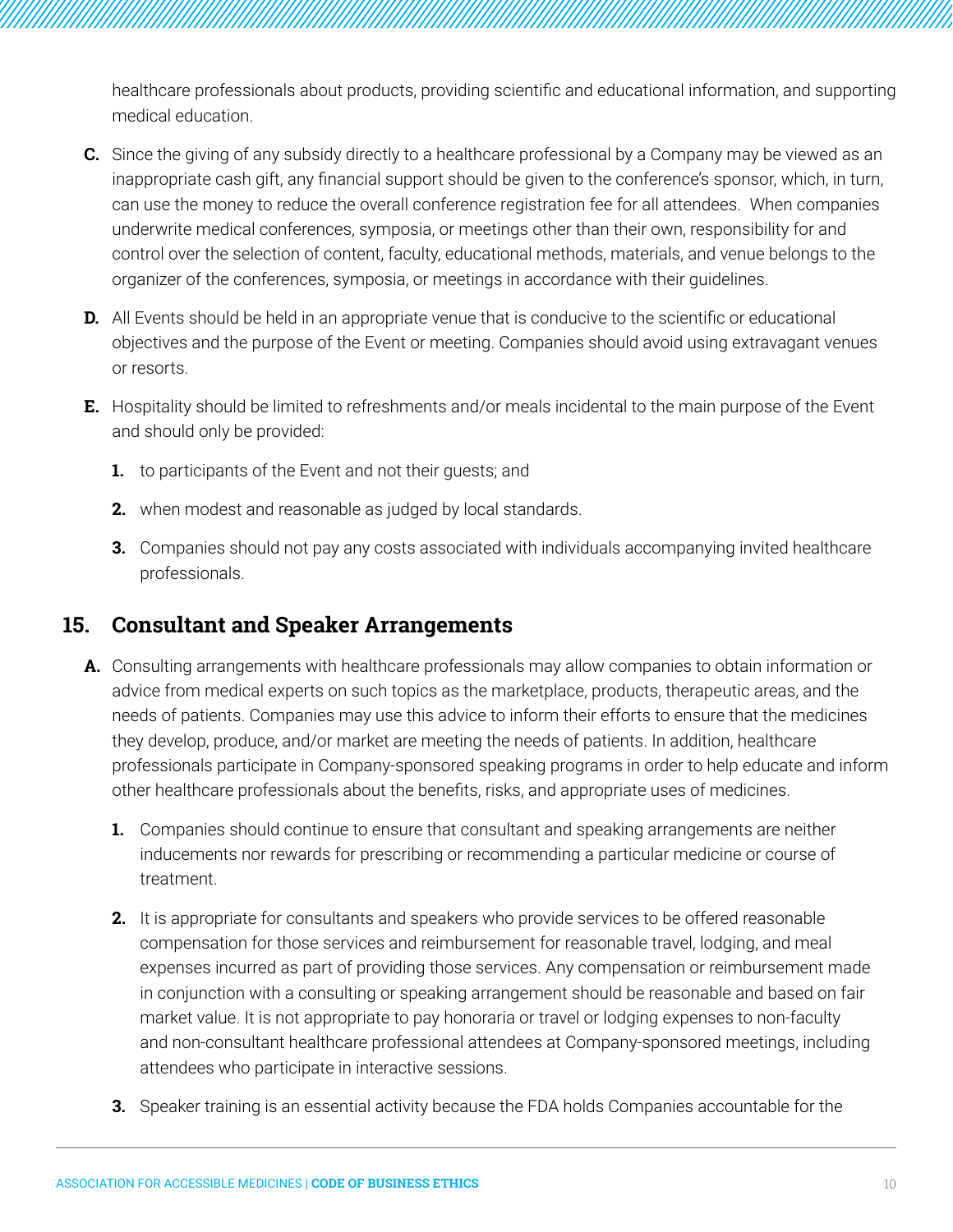healthcare professionals about products, providing scientific and educational information, and supporting medical education.

**C.** Since the giving of any subsidy directly to a healthcare professional by a Company may be viewed as an inappropriate cash gift, any financial support should be given to the conference's sponsor, which, in turn, can use the money to reduce the overall conference registration fee for all attendees. When companies underwrite medical conferences, symposia, or meetings other than their own, responsibility for and control over the selection of content, faculty, educational methods, materials, and venue belongs to the organizer of the conferences, symposia, or meetings in accordance with their guidelines.

**D.** All Events should be held in an appropriate venue that is conducive to the scientific or educational objectives and the purpose of the Event or meeting. Companies should avoid using extravagant venues or resorts.

**E.** Hospitality should be limited to refreshments and/or meals incidental to the main purpose of the Event and should only be provided:

**1.** to participants of the Event and not their guests; and

**2.** when modest and reasonable as judged by local standards.

**3.** Companies should not pay any costs associated with individuals accompanying invited healthcare professionals.

## 15. Consultant and Speaker Arrangements

**A.** Consulting arrangements with healthcare professionals may allow companies to obtain information or advice from medical experts on such topics as the marketplace, products, therapeutic areas, and the needs of patients. Companies may use this advice to inform their efforts to ensure that the medicines they develop, produce, and/or market are meeting the needs of patients. In addition, healthcare professionals participate in Company-sponsored speaking programs in order to help educate and inform other healthcare professionals about the benefits, risks, and appropriate uses of medicines.

**1.** Companies should continue to ensure that consultant and speaking arrangements are neither inducements nor rewards for prescribing or recommending a particular medicine or course of treatment.

**2.** It is appropriate for consultants and speakers who provide services to be offered reasonable compensation for those services and reimbursement for reasonable travel, lodging, and meal expenses incurred as part of providing those services. Any compensation or reimbursement made in conjunction with a consulting or speaking arrangement should be reasonable and based on fair market value. It is not appropriate to pay honoraria or travel or lodging expenses to non-faculty and non-consultant healthcare professional attendees at Company-sponsored meetings, including attendees who participate in interactive sessions.

**3.** Speaker training is an essential activity because the FDA holds Companies accountable for the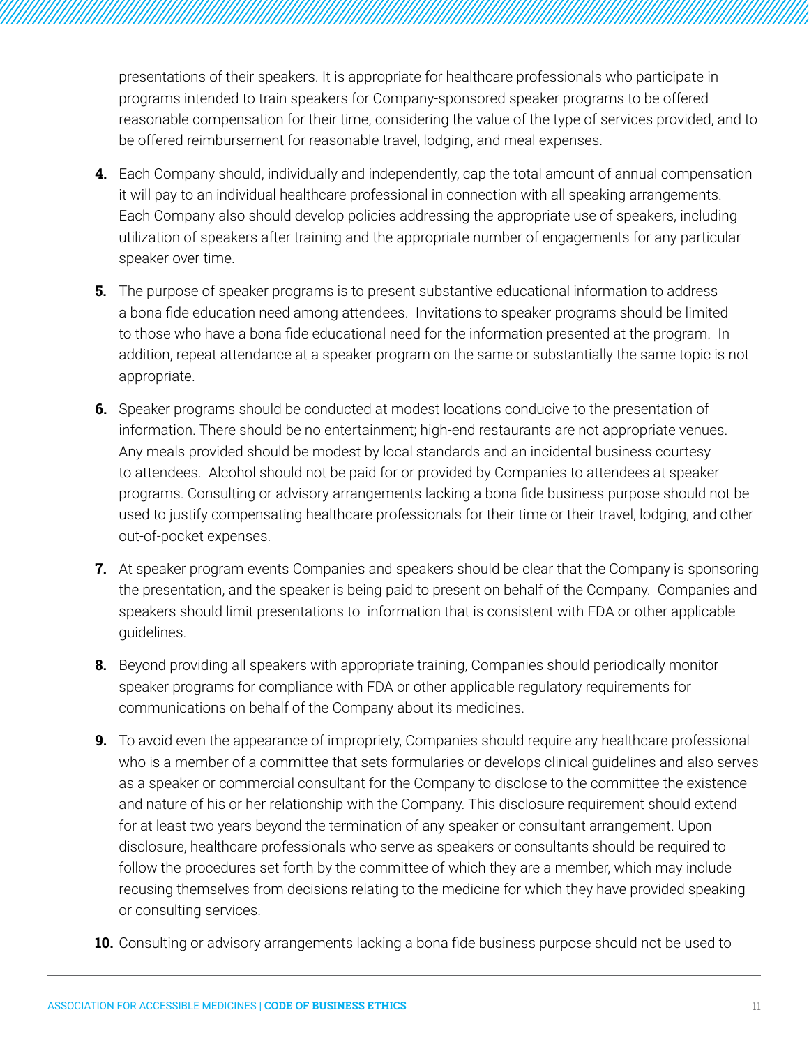presentations of their speakers. It is appropriate for healthcare professionals who participate in programs intended to train speakers for Company-sponsored speaker programs to be offered reasonable compensation for their time, considering the value of the type of services provided, and to be offered reimbursement for reasonable travel, lodging, and meal expenses.

4. Each Company should, individually and independently, cap the total amount of annual compensation it will pay to an individual healthcare professional in connection with all speaking arrangements. Each Company also should develop policies addressing the appropriate use of speakers, including utilization of speakers after training and the appropriate number of engagements for any particular speaker over time.

5. The purpose of speaker programs is to present substantive educational information to address a bona fide education need among attendees. Invitations to speaker programs should be limited to those who have a bona fide educational need for the information presented at the program. In addition, repeat attendance at a speaker program on the same or substantially the same topic is not appropriate.

6. Speaker programs should be conducted at modest locations conducive to the presentation of information. There should be no entertainment; high-end restaurants are not appropriate venues. Any meals provided should be modest by local standards and an incidental business courtesy to attendees. Alcohol should not be paid for or provided by Companies to attendees at speaker programs. Consulting or advisory arrangements lacking a bona fide business purpose should not be used to justify compensating healthcare professionals for their time or their travel, lodging, and other out-of-pocket expenses.

7. At speaker program events Companies and speakers should be clear that the Company is sponsoring the presentation, and the speaker is being paid to present on behalf of the Company. Companies and speakers should limit presentations to information that is consistent with FDA or other applicable guidelines.

8. Beyond providing all speakers with appropriate training, Companies should periodically monitor speaker programs for compliance with FDA or other applicable regulatory requirements for communications on behalf of the Company about its medicines.

9. To avoid even the appearance of impropriety, Companies should require any healthcare professional who is a member of a committee that sets formularies or develops clinical guidelines and also serves as a speaker or commercial consultant for the Company to disclose to the committee the existence and nature of his or her relationship with the Company. This disclosure requirement should extend for at least two years beyond the termination of any speaker or consultant arrangement. Upon disclosure, healthcare professionals who serve as speakers or consultants should be required to follow the procedures set forth by the committee of which they are a member, which may include recusing themselves from decisions relating to the medicine for which they have provided speaking or consulting services.

10. Consulting or advisory arrangements lacking a bona fide business purpose should not be used to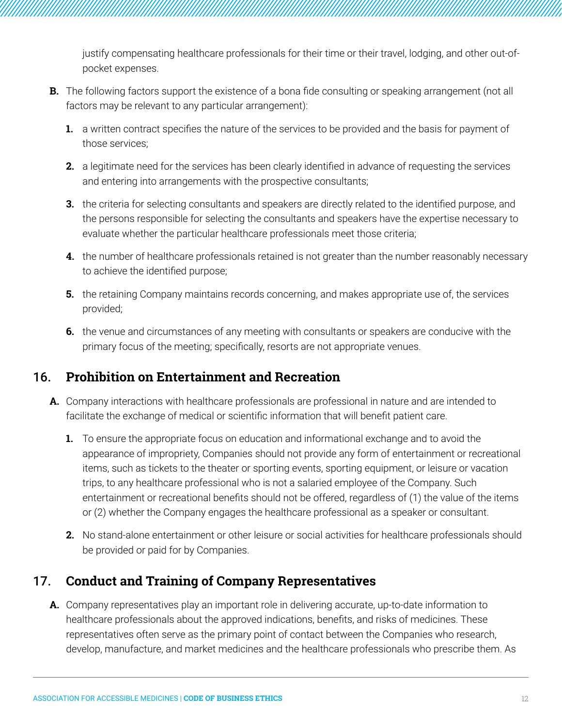justify compensating healthcare professionals for their time or their travel, lodging, and other out-of-pocket expenses.

**B.** The following factors support the existence of a bona fide consulting or speaking arrangement (not all factors may be relevant to any particular arrangement):

  **1.** a written contract specifies the nature of the services to be provided and the basis for payment of those services;

  **2.** a legitimate need for the services has been clearly identified in advance of requesting the services and entering into arrangements with the prospective consultants;

  **3.** the criteria for selecting consultants and speakers are directly related to the identified purpose, and the persons responsible for selecting the consultants and speakers have the expertise necessary to evaluate whether the particular healthcare professionals meet those criteria;

  **4.** the number of healthcare professionals retained is not greater than the number reasonably necessary to achieve the identified purpose;

  **5.** the retaining Company maintains records concerning, and makes appropriate use of, the services provided;

  **6.** the venue and circumstances of any meeting with consultants or speakers are conducive with the primary focus of the meeting; specifically, resorts are not appropriate venues.

## 16. Prohibition on Entertainment and Recreation

**A.** Company interactions with healthcare professionals are professional in nature and are intended to facilitate the exchange of medical or scientific information that will benefit patient care.

  **1.** To ensure the appropriate focus on education and informational exchange and to avoid the appearance of impropriety, Companies should not provide any form of entertainment or recreational items, such as tickets to the theater or sporting events, sporting equipment, or leisure or vacation trips, to any healthcare professional who is not a salaried employee of the Company. Such entertainment or recreational benefits should not be offered, regardless of (1) the value of the items or (2) whether the Company engages the healthcare professional as a speaker or consultant.

  **2.** No stand-alone entertainment or other leisure or social activities for healthcare professionals should be provided or paid for by Companies.

## 17. Conduct and Training of Company Representatives

**A.** Company representatives play an important role in delivering accurate, up-to-date information to healthcare professionals about the approved indications, benefits, and risks of medicines. These representatives often serve as the primary point of contact between the Companies who research, develop, manufacture, and market medicines and the healthcare professionals who prescribe them. As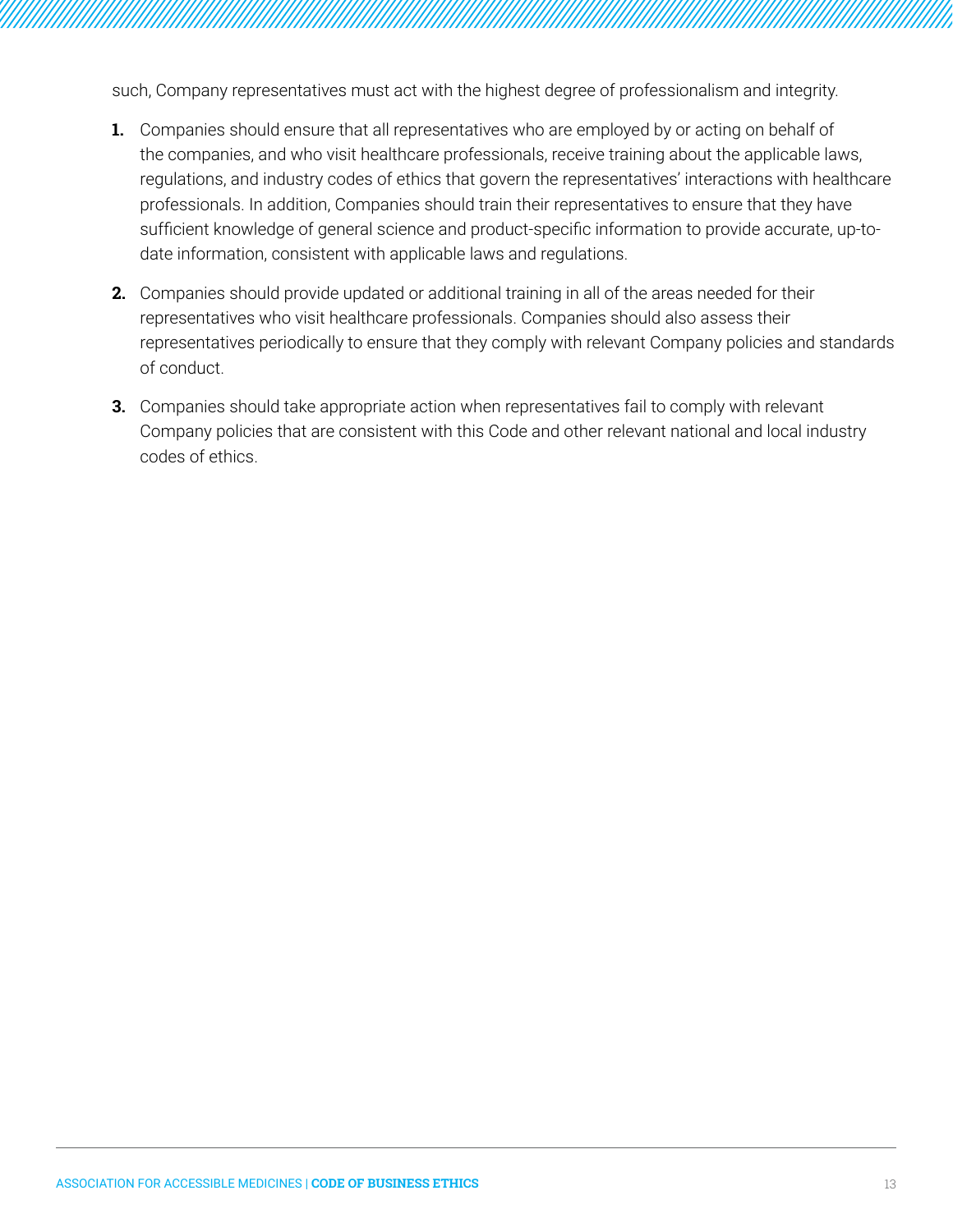such, Company representatives must act with the highest degree of professionalism and integrity.

1. Companies should ensure that all representatives who are employed by or acting on behalf of the companies, and who visit healthcare professionals, receive training about the applicable laws, regulations, and industry codes of ethics that govern the representatives' interactions with healthcare professionals. In addition, Companies should train their representatives to ensure that they have sufficient knowledge of general science and product-specific information to provide accurate, up-to-date information, consistent with applicable laws and regulations.

2. Companies should provide updated or additional training in all of the areas needed for their representatives who visit healthcare professionals. Companies should also assess their representatives periodically to ensure that they comply with relevant Company policies and standards of conduct.

3. Companies should take appropriate action when representatives fail to comply with relevant Company policies that are consistent with this Code and other relevant national and local industry codes of ethics.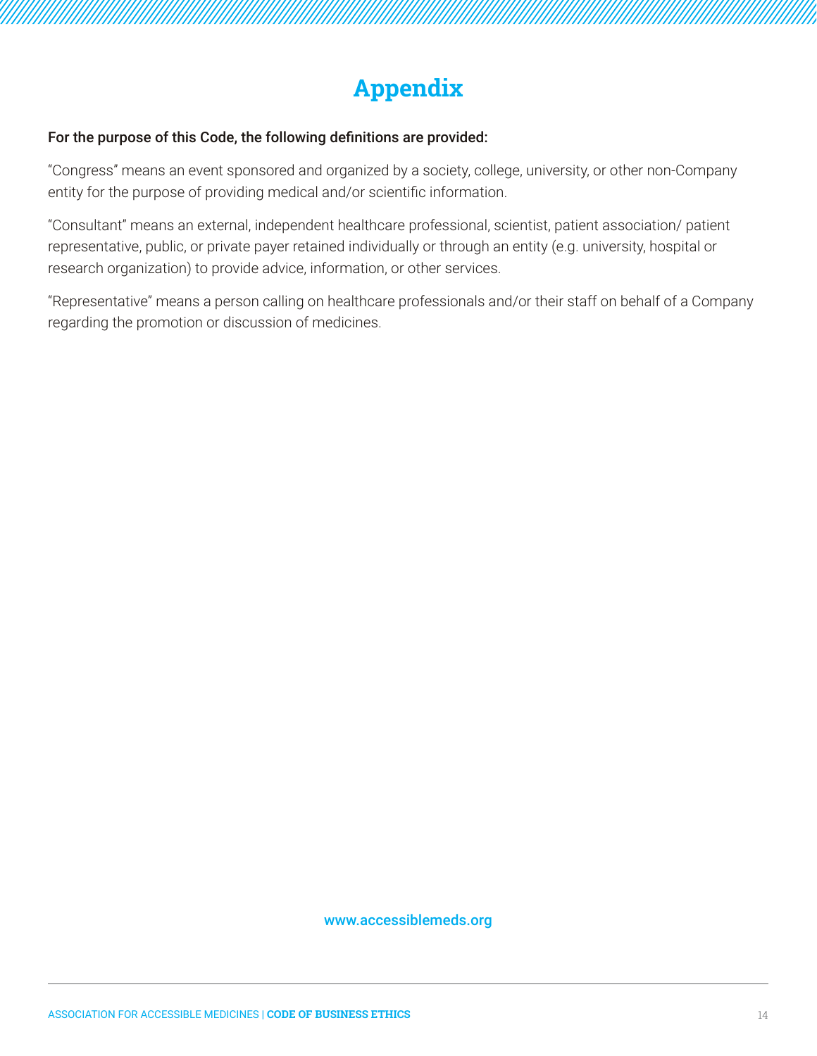# Appendix

**For the purpose of this Code, the following definitions are provided:**

"Congress" means an event sponsored and organized by a society, college, university, or other non-Company entity for the purpose of providing medical and/or scientific information.

"Consultant" means an external, independent healthcare professional, scientist, patient association/ patient representative, public, or private payer retained individually or through an entity (e.g. university, hospital or research organization) to provide advice, information, or other services.

"Representative" means a person calling on healthcare professionals and/or their staff on behalf of a Company regarding the promotion or discussion of medicines.

www.accessiblemeds.org